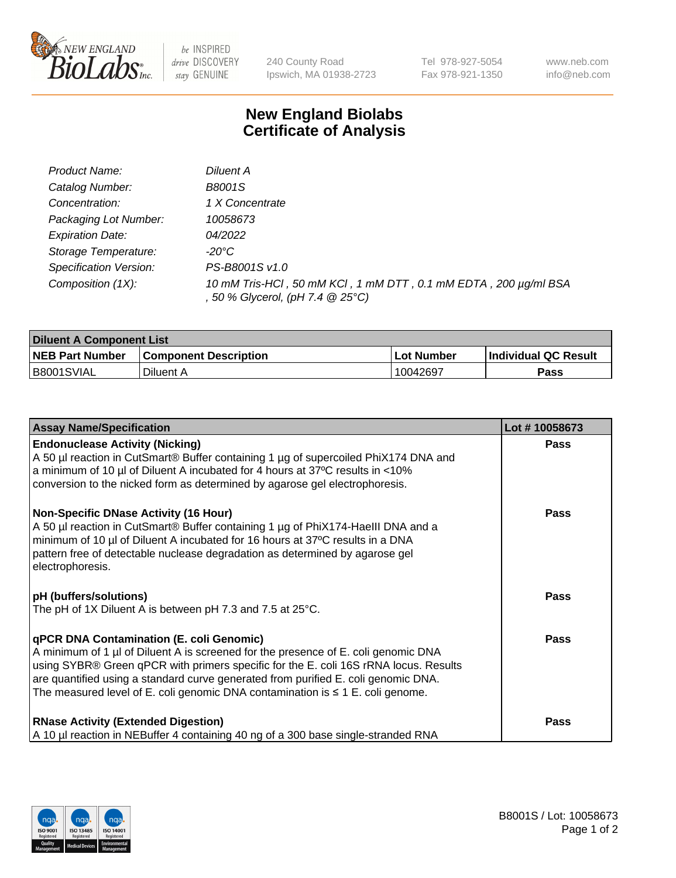NEW ENGLAND BioLabs Inc. — be INSPIRED drive DISCOVERY stay GENUINE

240 County Road
Ipswich, MA 01938-2723

Tel 978-927-5054
Fax 978-921-1350

www.neb.com
info@neb.com

# New England Biolabs
# Certificate of Analysis

| | |
|---|---|
| *Product Name:* | *Diluent A* |
| *Catalog Number:* | *B8001S* |
| *Concentration:* | *1 X Concentrate* |
| *Packaging Lot Number:* | *10058673* |
| *Expiration Date:* | *04/2022* |
| *Storage Temperature:* | *-20°C* |
| *Specification Version:* | *PS-B8001S v1.0* |
| *Composition (1X):* | *10 mM Tris-HCl , 50 mM KCl , 1 mM DTT , 0.1 mM EDTA , 200 µg/ml BSA , 50 % Glycerol, (pH 7.4 @ 25°C)* |

| **Diluent A Component List** | | | |
|---|---|---|---|
| **NEB Part Number** | **Component Description** | **Lot Number** | **Individual QC Result** |
| B8001SVIAL | Diluent A | 10042697 | **Pass** |

| **Assay Name/Specification** | **Lot # 10058673** |
|---|---|
| **Endonuclease Activity (Nicking)**<br>A 50 µl reaction in CutSmart® Buffer containing 1 µg of supercoiled PhiX174 DNA and a minimum of 10 µl of Diluent A incubated for 4 hours at 37ºC results in <10% conversion to the nicked form as determined by agarose gel electrophoresis. | **Pass** |
| **Non-Specific DNase Activity (16 Hour)**<br>A 50 µl reaction in CutSmart® Buffer containing 1 µg of PhiX174-HaeIII DNA and a minimum of 10 µl of Diluent A incubated for 16 hours at 37ºC results in a DNA pattern free of detectable nuclease degradation as determined by agarose gel electrophoresis. | **Pass** |
| **pH (buffers/solutions)**<br>The pH of 1X Diluent A is between pH 7.3 and 7.5 at 25°C. | **Pass** |
| **qPCR DNA Contamination (E. coli Genomic)**<br>A minimum of 1 µl of Diluent A is screened for the presence of E. coli genomic DNA using SYBR® Green qPCR with primers specific for the E. coli 16S rRNA locus. Results are quantified using a standard curve generated from purified E. coli genomic DNA. The measured level of E. coli genomic DNA contamination is ≤ 1 E. coli genome. | **Pass** |
| **RNase Activity (Extended Digestion)**<br>A 10 µl reaction in NEBuffer 4 containing 40 ng of a 300 base single-stranded RNA | **Pass** |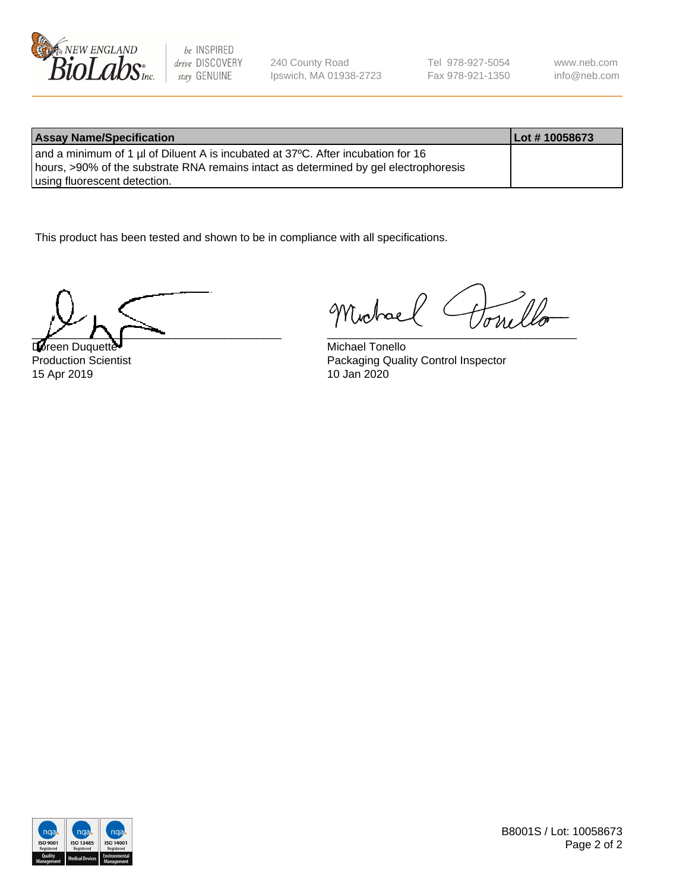| Assay Name/Specification | Lot # 10058673 |
| --- | --- |
| and a minimum of 1 µl of Diluent A is incubated at 37ºC. After incubation for 16 hours, >90% of the substrate RNA remains intact as determined by gel electrophoresis using fluorescent detection. | |

This product has been tested and shown to be in compliance with all specifications.

Doreen Duquette
Production Scientist
15 Apr 2019

Michael Tonello
Packaging Quality Control Inspector
10 Jan 2020

B8001S / Lot: 10058673